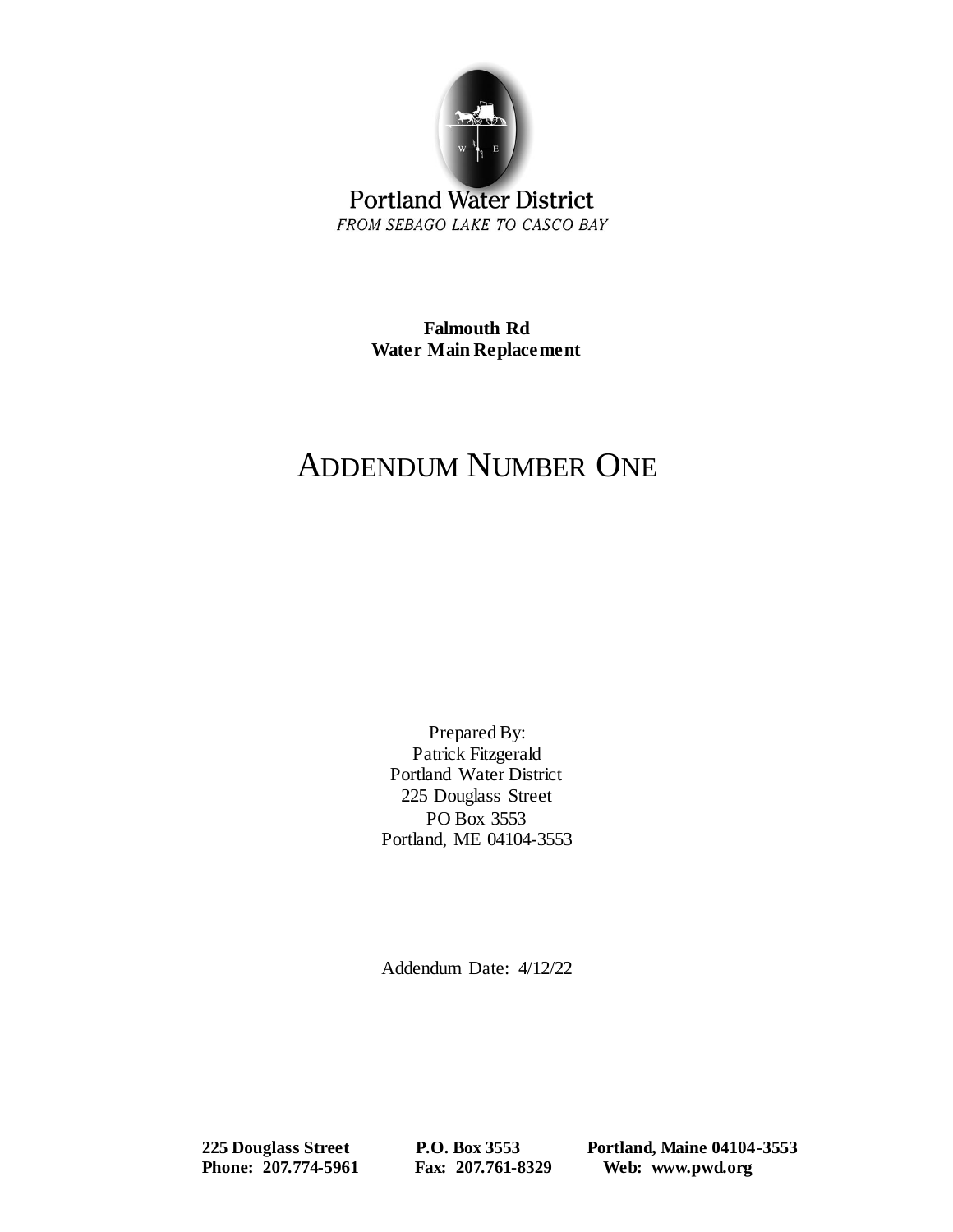Portland Water District
*FROM SEBAGO LAKE TO CASCO BAY*

**Falmouth Rd**
**Water Main Replacement**

# ADDENDUM NUMBER ONE

Prepared By:
Patrick Fitzgerald
Portland Water District
225 Douglass Street
PO Box 3553
Portland, ME 04104-3553

Addendum Date: 4/12/22

**225 Douglass Street** **P.O. Box 3553** **Portland, Maine 04104-3553**
**Phone: 207.774-5961** **Fax: 207.761-8329** **Web: www.pwd.org**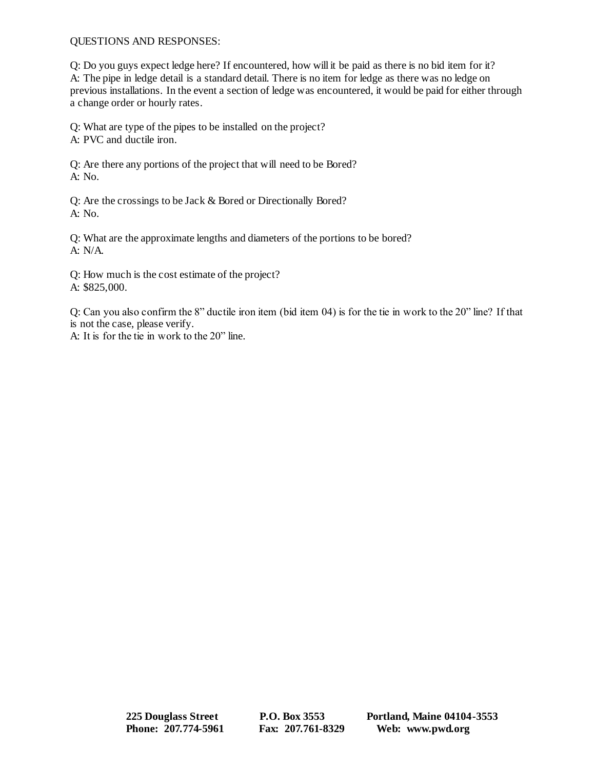QUESTIONS AND RESPONSES:

Q: Do you guys expect ledge here? If encountered, how will it be paid as there is no bid item for it?
A: The pipe in ledge detail is a standard detail. There is no item for ledge as there was no ledge on previous installations. In the event a section of ledge was encountered, it would be paid for either through a change order or hourly rates.

Q: What are type of the pipes to be installed on the project?
A: PVC and ductile iron.

Q: Are there any portions of the project that will need to be Bored?
A: No.

Q: Are the crossings to be Jack & Bored or Directionally Bored?
A: No.

Q: What are the approximate lengths and diameters of the portions to be bored?
A: N/A.

Q: How much is the cost estimate of the project?
A: $825,000.

Q: Can you also confirm the 8" ductile iron item (bid item 04) is for the tie in work to the 20" line? If that is not the case, please verify.
A: It is for the tie in work to the 20" line.

**225 Douglass Street** **P.O. Box 3553** **Portland, Maine 04104-3553**
**Phone: 207.774-5961** **Fax: 207.761-8329** **Web: www.pwd.org**